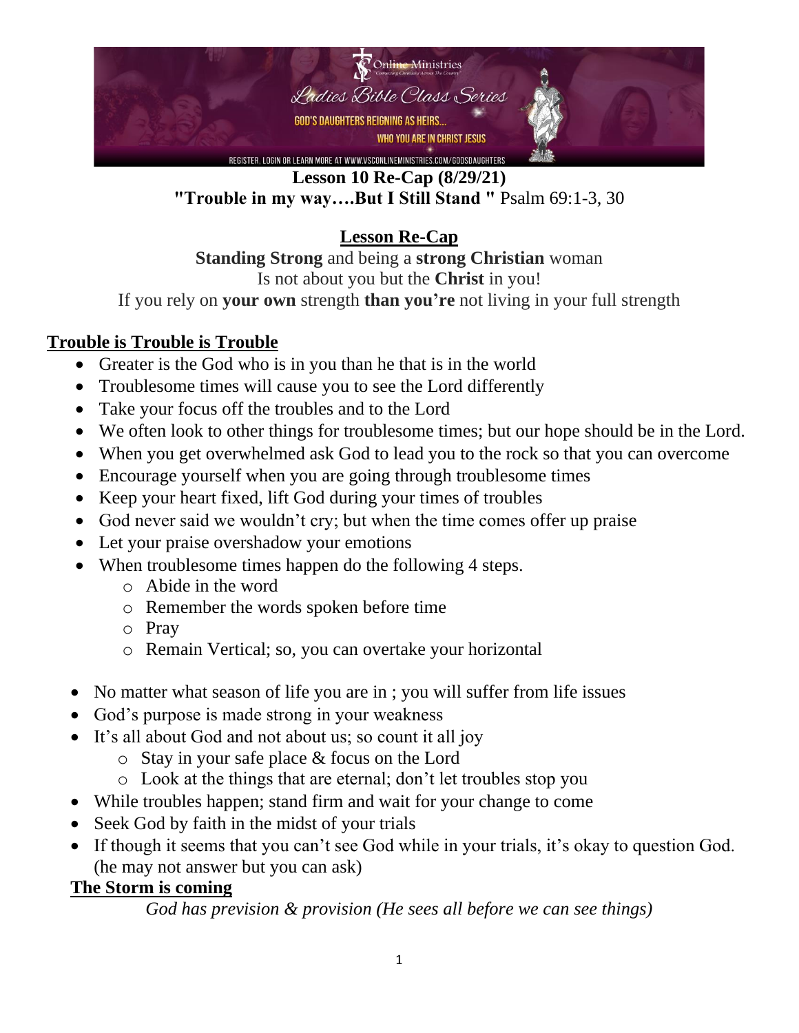Online Ministries

Ladies Bible Class Series

GOD'S DAUGHTERS REIGNING AS HEIRS...

WHO YOU ARE IN CHRIST JESUS

REGISTER, LOGIN OR LEARN MORE AT WWW.VSCONLINEMINISTRIES.COM/GODSDAUGHTERS

# Lesson 10 Re-Cap (8/29/21)

**"Trouble in my way….But I Still Stand "** Psalm 69:1-3, 30

## Lesson Re-Cap

**Standing Strong** and being a **strong Christian** woman
Is not about you but the **Christ** in you!
If you rely on **your own** strength **than you're** not living in your full strength

## Trouble is Trouble is Trouble

- Greater is the God who is in you than he that is in the world
- Troublesome times will cause you to see the Lord differently
- Take your focus off the troubles and to the Lord
- We often look to other things for troublesome times; but our hope should be in the Lord.
- When you get overwhelmed ask God to lead you to the rock so that you can overcome
- Encourage yourself when you are going through troublesome times
- Keep your heart fixed, lift God during your times of troubles
- God never said we wouldn't cry; but when the time comes offer up praise
- Let your praise overshadow your emotions
- When troublesome times happen do the following 4 steps.
  - Abide in the word
  - Remember the words spoken before time
  - Pray
  - Remain Vertical; so, you can overtake your horizontal

- No matter what season of life you are in ; you will suffer from life issues
- God's purpose is made strong in your weakness
- It's all about God and not about us; so count it all joy
  - Stay in your safe place & focus on the Lord
  - Look at the things that are eternal; don't let troubles stop you
- While troubles happen; stand firm and wait for your change to come
- Seek God by faith in the midst of your trials
- If though it seems that you can't see God while in your trials, it's okay to question God. (he may not answer but you can ask)

## The Storm is coming

*God has prevision & provision (He sees all before we can see things)*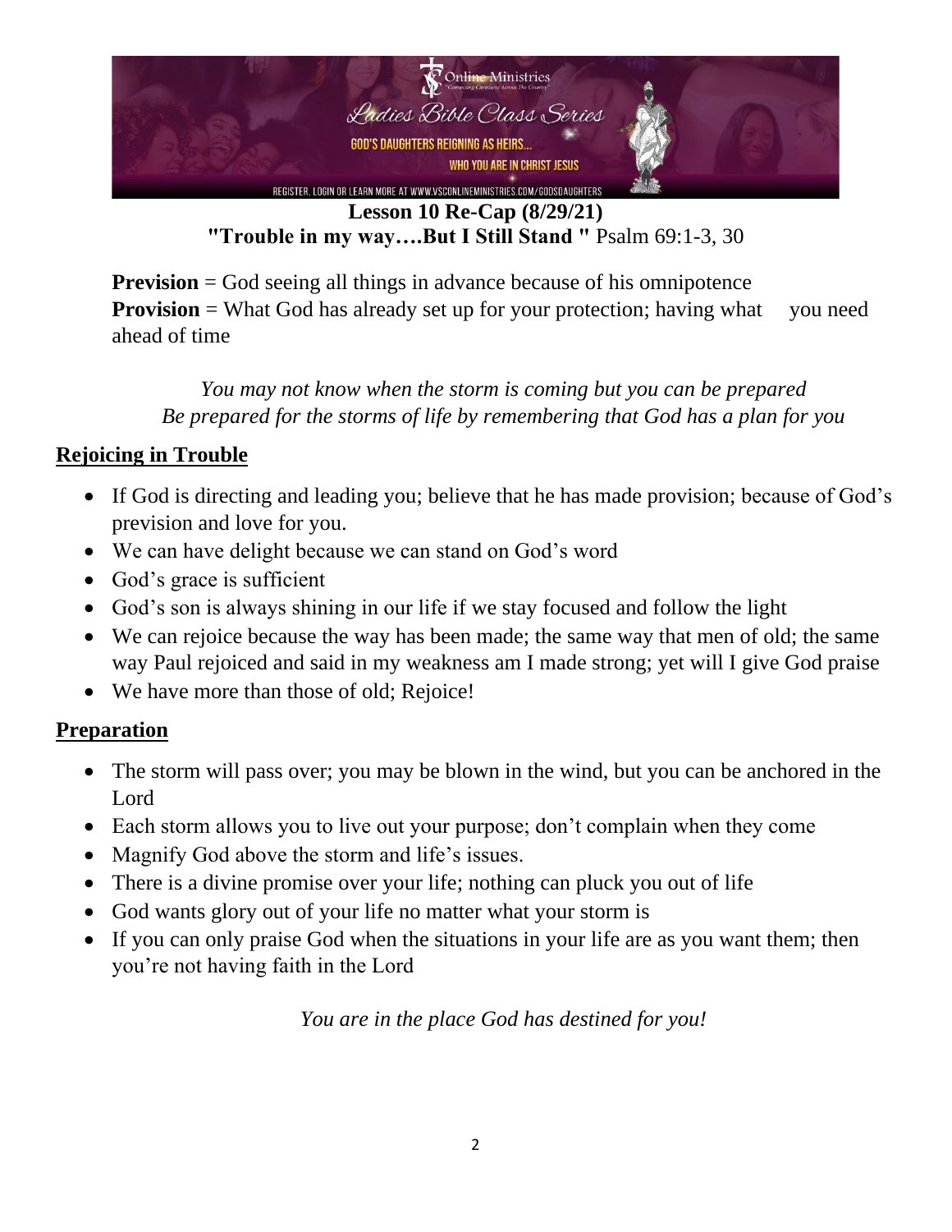**Lesson 10 Re-Cap (8/29/21)**
**"Trouble in my way….But I Still Stand "** Psalm 69:1-3, 30

**Prevision** = God seeing all things in advance because of his omnipotence
**Provision** = What God has already set up for your protection; having what you need ahead of time

*You may not know when the storm is coming but you can be prepared*
*Be prepared for the storms of life by remembering that God has a plan for you*

## Rejoicing in Trouble

- If God is directing and leading you; believe that he has made provision; because of God's prevision and love for you.
- We can have delight because we can stand on God's word
- God's grace is sufficient
- God's son is always shining in our life if we stay focused and follow the light
- We can rejoice because the way has been made; the same way that men of old; the same way Paul rejoiced and said in my weakness am I made strong; yet will I give God praise
- We have more than those of old; Rejoice!

## Preparation

- The storm will pass over; you may be blown in the wind, but you can be anchored in the Lord
- Each storm allows you to live out your purpose; don't complain when they come
- Magnify God above the storm and life's issues.
- There is a divine promise over your life; nothing can pluck you out of life
- God wants glory out of your life no matter what your storm is
- If you can only praise God when the situations in your life are as you want them; then you're not having faith in the Lord

*You are in the place God has destined for you!*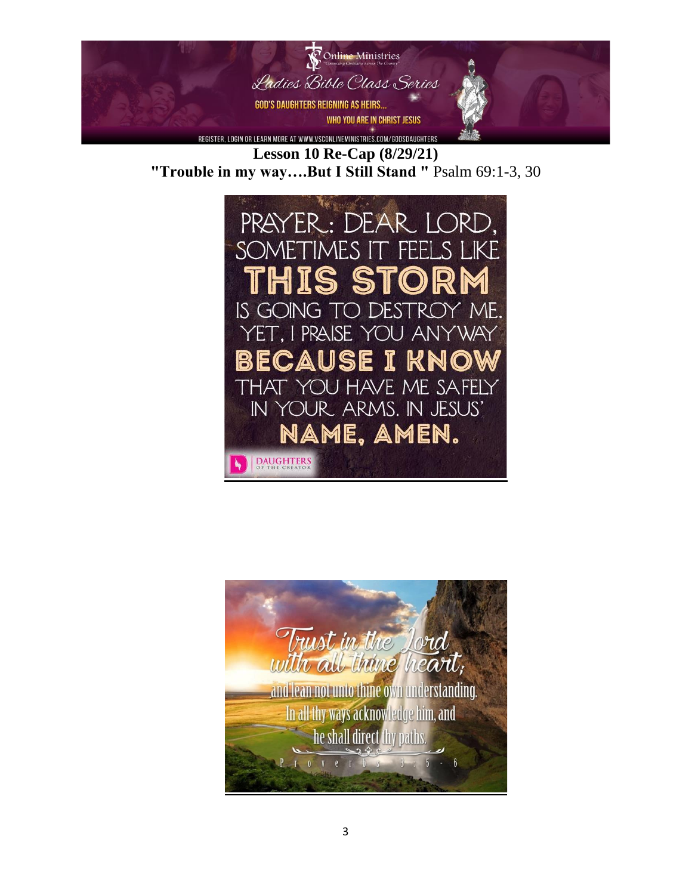Online Ministries

Ladies Bible Class Series

GOD'S DAUGHTERS REIGNING AS HEIRS...

WHO YOU ARE IN CHRIST JESUS

REGISTER, LOGIN OR LEARN MORE AT WWW.VSCONLINEMINISTRIES.COM/GODSDAUGHTERS

**Lesson 10 Re-Cap (8/29/21)**

**"Trouble in my way….But I Still Stand "** Psalm 69:1-3, 30

PRAYER: DEAR LORD, SOMETIMES IT FEELS LIKE THIS STORM IS GOING TO DESTROY ME. YET, I PRAISE YOU ANYWAY BECAUSE I KNOW THAT YOU HAVE ME SAFELY IN YOUR ARMS. IN JESUS' NAME, AMEN.

DAUGHTERS OF THE CREATOR

Trust in the Lord with all thine heart; and lean not unto thine own understanding. In all thy ways acknowledge him, and he shall direct thy paths.

Proverbs 3:5-6